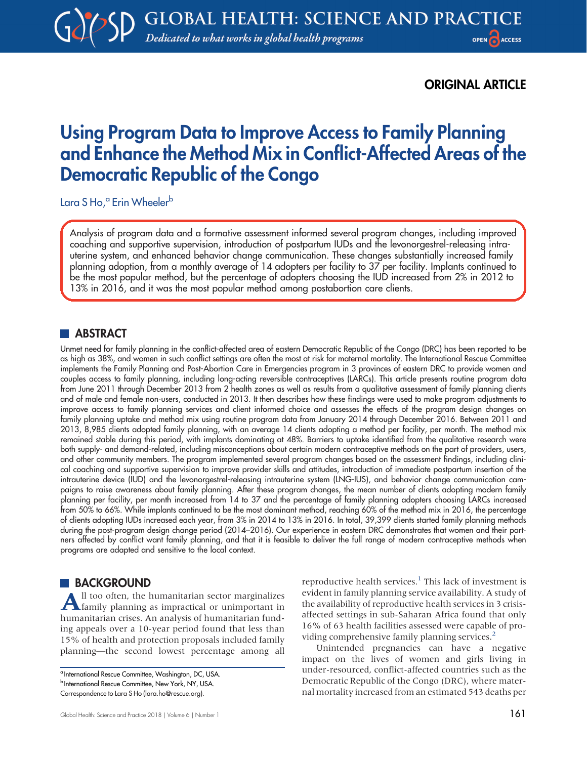ORIGINAL ARTICLE

# Using Program Data to Improve Access to Family Planning and Enhance the Method Mix in Conflict-Affected Areas of the Democratic Republic of the Congo

Lara S Ho,[a] Erin Wheeler[b]

Analysis of program data and a formative assessment informed several program changes, including improved coaching and supportive supervision, introduction of postpartum IUDs and the levonorgestrel-releasing intrauterine system, and enhanced behavior change communication. These changes substantially increased family planning adoption, from a monthly average of 14 adopters per facility to 37 per facility. Implants continued to be the most popular method, but the percentage of adopters choosing the IUD increased from 2% in 2012 to 13% in 2016, and it was the most popular method among postabortion care clients.

## ABSTRACT

Unmet need for family planning in the conflict-affected area of eastern Democratic Republic of the Congo (DRC) has been reported to be as high as 38%, and women in such conflict settings are often the most at risk for maternal mortality. The International Rescue Committee implements the Family Planning and Post-Abortion Care in Emergencies program in 3 provinces of eastern DRC to provide women and couples access to family planning, including long-acting reversible contraceptives (LARCs). This article presents routine program data from June 2011 through December 2013 from 2 health zones as well as results from a qualitative assessment of family planning clients and of male and female non-users, conducted in 2013. It then describes how these findings were used to make program adjustments to improve access to family planning services and client informed choice and assesses the effects of the program design changes on family planning uptake and method mix using routine program data from January 2014 through December 2016. Between 2011 and 2013, 8,985 clients adopted family planning, with an average 14 clients adopting a method per facility, per month. The method mix remained stable during this period, with implants dominating at 48%. Barriers to uptake identified from the qualitative research were both supply- and demand-related, including misconceptions about certain modern contraceptive methods on the part of providers, users, and other community members. The program implemented several program changes based on the assessment findings, including clinical coaching and supportive supervision to improve provider skills and attitudes, introduction of immediate postpartum insertion of the intrauterine device (IUD) and the levonorgestrel-releasing intrauterine system (LNG-IUS), and behavior change communication campaigns to raise awareness about family planning. After these program changes, the mean number of clients adopting modern family planning per facility, per month increased from 14 to 37 and the percentage of family planning adopters choosing LARCs increased from 50% to 66%. While implants continued to be the most dominant method, reaching 60% of the method mix in 2016, the percentage of clients adopting IUDs increased each year, from 3% in 2014 to 13% in 2016. In total, 39,399 clients started family planning methods during the post-program design change period (2014–2016). Our experience in eastern DRC demonstrates that women and their partners affected by conflict want family planning, and that it is feasible to deliver the full range of modern contraceptive methods when programs are adapted and sensitive to the local context.

## BACKGROUND

All too often, the humanitarian sector marginalizes family planning as impractical or unimportant in humanitarian crises. An analysis of humanitarian funding appeals over a 10-year period found that less than 15% of health and protection proposals included family planning—the second lowest percentage among all reproductive health services.[1] This lack of investment is evident in family planning service availability. A study of the availability of reproductive health services in 3 crisis-affected settings in sub-Saharan Africa found that only 16% of 63 health facilities assessed were capable of providing comprehensive family planning services.[2]

Unintended pregnancies can have a negative impact on the lives of women and girls living in under-resourced, conflict-affected countries such as the Democratic Republic of the Congo (DRC), where maternal mortality increased from an estimated 543 deaths per

[a] International Rescue Committee, Washington, DC, USA.
[b] International Rescue Committee, New York, NY, USA.
Correspondence to Lara S Ho (lara.ho@rescue.org).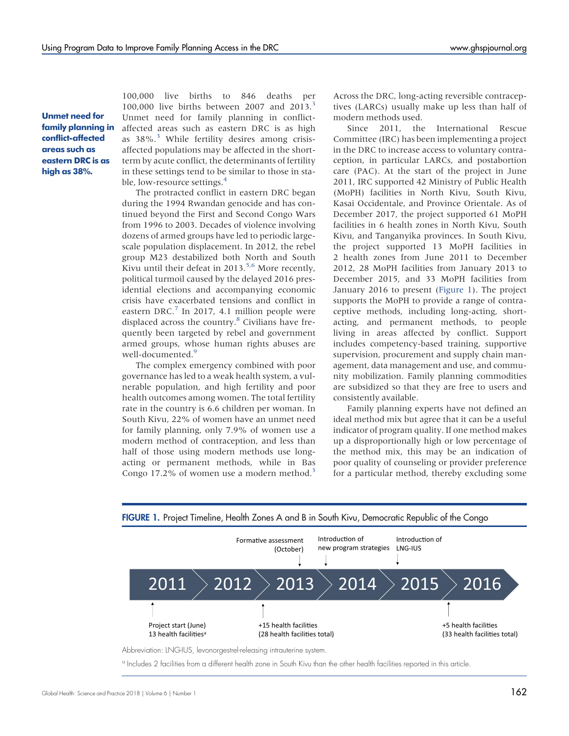**Unmet need for family planning in conflict-affected areas such as eastern DRC is as high as 38%.**

100,000 live births to 846 deaths per 100,000 live births between 2007 and 2013.[3] Unmet need for family planning in conflict-affected areas such as eastern DRC is as high as 38%.[3] While fertility desires among crisis-affected populations may be affected in the short-term by acute conflict, the determinants of fertility in these settings tend to be similar to those in stable, low-resource settings.[4]

The protracted conflict in eastern DRC began during the 1994 Rwandan genocide and has continued beyond the First and Second Congo Wars from 1996 to 2003. Decades of violence involving dozens of armed groups have led to periodic large-scale population displacement. In 2012, the rebel group M23 destabilized both North and South Kivu until their defeat in 2013.[5,6] More recently, political turmoil caused by the delayed 2016 presidential elections and accompanying economic crisis have exacerbated tensions and conflict in eastern DRC.[7] In 2017, 4.1 million people were displaced across the country.[8] Civilians have frequently been targeted by rebel and government armed groups, whose human rights abuses are well-documented.[9]

The complex emergency combined with poor governance has led to a weak health system, a vulnerable population, and high fertility and poor health outcomes among women. The total fertility rate in the country is 6.6 children per woman. In South Kivu, 22% of women have an unmet need for family planning, only 7.9% of women use a modern method of contraception, and less than half of those using modern methods use long-acting or permanent methods, while in Bas Congo 17.2% of women use a modern method.[3] Across the DRC, long-acting reversible contraceptives (LARCs) usually make up less than half of modern methods used.

Since 2011, the International Rescue Committee (IRC) has been implementing a project in the DRC to increase access to voluntary contraception, in particular LARCs, and postabortion care (PAC). At the start of the project in June 2011, IRC supported 42 Ministry of Public Health (MoPH) facilities in North Kivu, South Kivu, Kasai Occidentale, and Province Orientale. As of December 2017, the project supported 61 MoPH facilities in 6 health zones in North Kivu, South Kivu, and Tanganyika provinces. In South Kivu, the project supported 13 MoPH facilities in 2 health zones from June 2011 to December 2012, 28 MoPH facilities from January 2013 to December 2015, and 33 MoPH facilities from January 2016 to present (Figure 1). The project supports the MoPH to provide a range of contraceptive methods, including long-acting, short-acting, and permanent methods, to people living in areas affected by conflict. Support includes competency-based training, supportive supervision, procurement and supply chain management, data management and use, and community mobilization. Family planning commodities are subsidized so that they are free to users and consistently available.

Family planning experts have not defined an ideal method mix but agree that it can be a useful indicator of program quality. If one method makes up a disproportionally high or low percentage of the method mix, this may be an indication of poor quality of counseling or provider preference for a particular method, thereby excluding some

**FIGURE 1.** Project Timeline, Health Zones A and B in South Kivu, Democratic Republic of the Congo

2011 – Project start (June), 13 health facilities[a]
2012 – +15 health facilities (28 health facilities total)
2013 – Formative assessment (October)
2014 – Introduction of new program strategies
2015 – Introduction of LNG-IUS
2016 – +5 health facilities (33 health facilities total)

Abbreviation: LNG-IUS, levonorgestrel-releasing intrauterine system.

[a] Includes 2 facilities from a different health zone in South Kivu than the other health facilities reported in this article.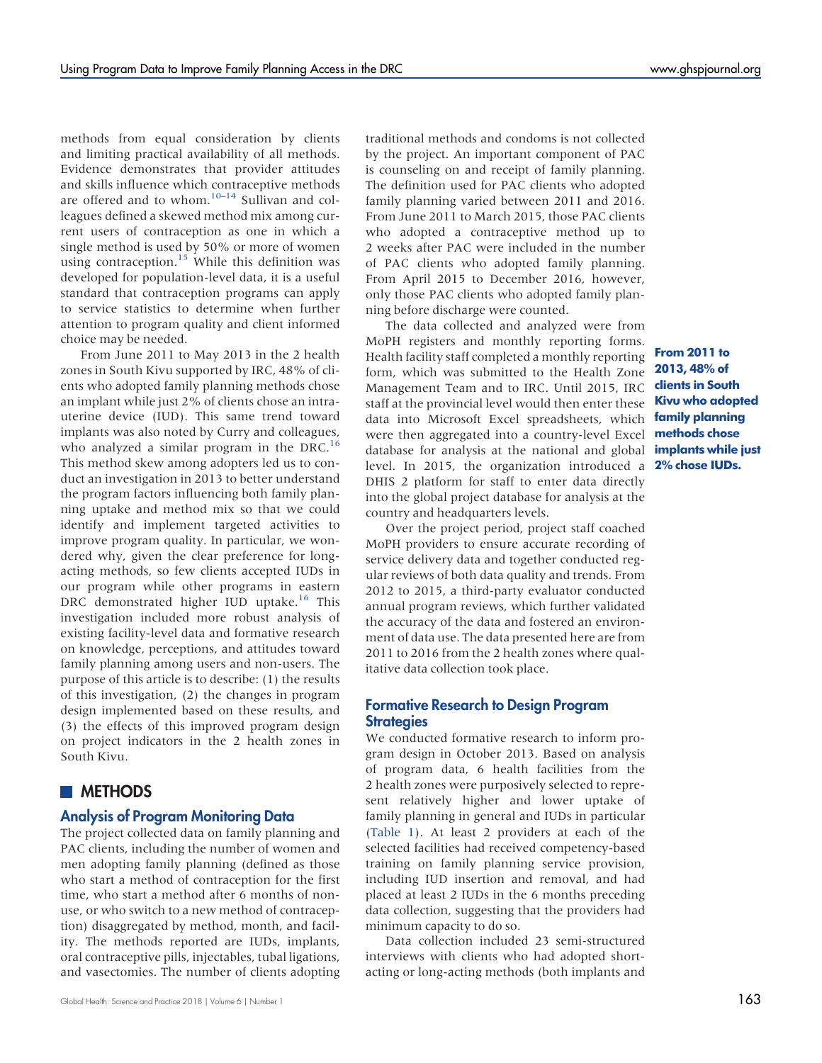methods from equal consideration by clients and limiting practical availability of all methods. Evidence demonstrates that provider attitudes and skills influence which contraceptive methods are offered and to whom.[10–14] Sullivan and colleagues defined a skewed method mix among current users of contraception as one in which a single method is used by 50% or more of women using contraception.[15] While this definition was developed for population-level data, it is a useful standard that contraception programs can apply to service statistics to determine when further attention to program quality and client informed choice may be needed.

From June 2011 to May 2013 in the 2 health zones in South Kivu supported by IRC, 48% of clients who adopted family planning methods chose an implant while just 2% of clients chose an intrauterine device (IUD). This same trend toward implants was also noted by Curry and colleagues, who analyzed a similar program in the DRC.[16] This method skew among adopters led us to conduct an investigation in 2013 to better understand the program factors influencing both family planning uptake and method mix so that we could identify and implement targeted activities to improve program quality. In particular, we wondered why, given the clear preference for long-acting methods, so few clients accepted IUDs in our program while other programs in eastern DRC demonstrated higher IUD uptake.[16] This investigation included more robust analysis of existing facility-level data and formative research on knowledge, perceptions, and attitudes toward family planning among users and non-users. The purpose of this article is to describe: (1) the results of this investigation, (2) the changes in program design implemented based on these results, and (3) the effects of this improved program design on project indicators in the 2 health zones in South Kivu.

## METHODS

### Analysis of Program Monitoring Data

The project collected data on family planning and PAC clients, including the number of women and men adopting family planning (defined as those who start a method of contraception for the first time, who start a method after 6 months of non-use, or who switch to a new method of contraception) disaggregated by method, month, and facility. The methods reported are IUDs, implants, oral contraceptive pills, injectables, tubal ligations, and vasectomies. The number of clients adopting traditional methods and condoms is not collected by the project. An important component of PAC is counseling on and receipt of family planning. The definition used for PAC clients who adopted family planning varied between 2011 and 2016. From June 2011 to March 2015, those PAC clients who adopted a contraceptive method up to 2 weeks after PAC were included in the number of PAC clients who adopted family planning. From April 2015 to December 2016, however, only those PAC clients who adopted family planning before discharge were counted.

The data collected and analyzed were from MoPH registers and monthly reporting forms. Health facility staff completed a monthly reporting form, which was submitted to the Health Zone Management Team and to IRC. Until 2015, IRC staff at the provincial level would then enter these data into Microsoft Excel spreadsheets, which were then aggregated into a country-level Excel database for analysis at the national and global level. In 2015, the organization introduced a DHIS 2 platform for staff to enter data directly into the global project database for analysis at the country and headquarters levels.

**From 2011 to 2013, 48% of clients in South Kivu who adopted family planning methods chose implants while just 2% chose IUDs.**

Over the project period, project staff coached MoPH providers to ensure accurate recording of service delivery data and together conducted regular reviews of both data quality and trends. From 2012 to 2015, a third-party evaluator conducted annual program reviews, which further validated the accuracy of the data and fostered an environment of data use. The data presented here are from 2011 to 2016 from the 2 health zones where qualitative data collection took place.

### Formative Research to Design Program Strategies

We conducted formative research to inform program design in October 2013. Based on analysis of program data, 6 health facilities from the 2 health zones were purposively selected to represent relatively higher and lower uptake of family planning in general and IUDs in particular (Table 1). At least 2 providers at each of the selected facilities had received competency-based training on family planning service provision, including IUD insertion and removal, and had placed at least 2 IUDs in the 6 months preceding data collection, suggesting that the providers had minimum capacity to do so.

Data collection included 23 semi-structured interviews with clients who had adopted short-acting or long-acting methods (both implants and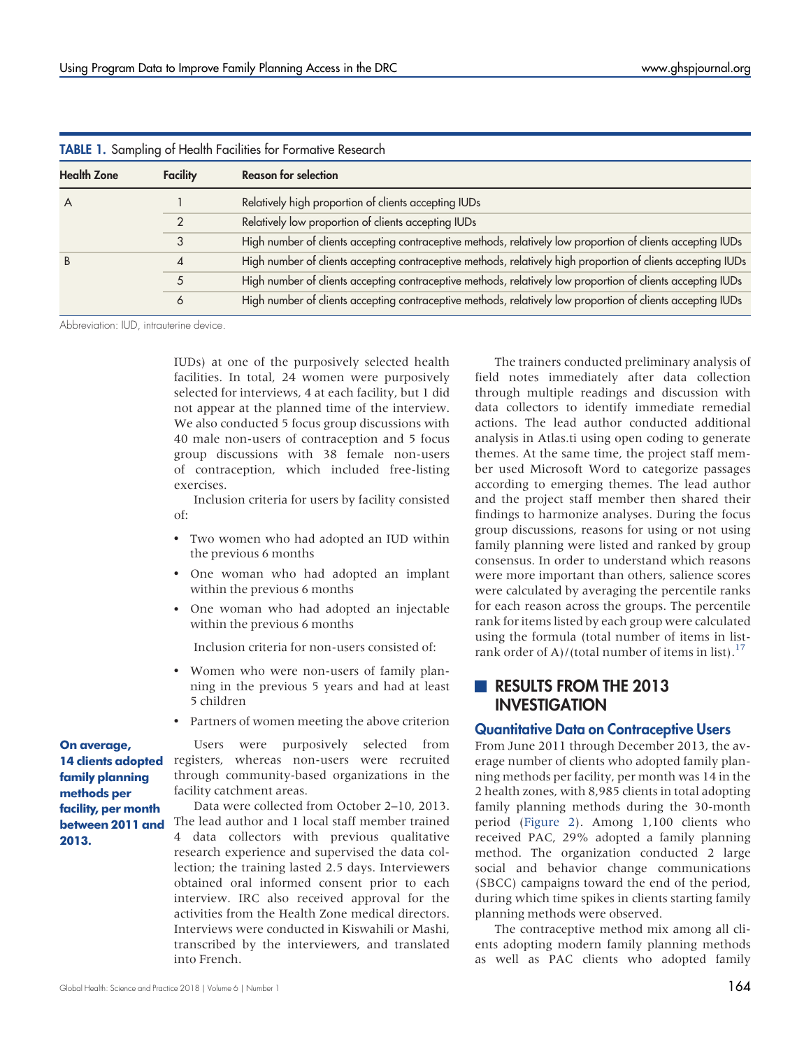**TABLE 1.** Sampling of Health Facilities for Formative Research

| Health Zone | Facility | Reason for selection |
|---|---|---|
| A | 1 | Relatively high proportion of clients accepting IUDs |
| | 2 | Relatively low proportion of clients accepting IUDs |
| | 3 | High number of clients accepting contraceptive methods, relatively low proportion of clients accepting IUDs |
| B | 4 | High number of clients accepting contraceptive methods, relatively high proportion of clients accepting IUDs |
| | 5 | High number of clients accepting contraceptive methods, relatively low proportion of clients accepting IUDs |
| | 6 | High number of clients accepting contraceptive methods, relatively low proportion of clients accepting IUDs |

Abbreviation: IUD, intrauterine device.

IUDs) at one of the purposively selected health facilities. In total, 24 women were purposively selected for interviews, 4 at each facility, but 1 did not appear at the planned time of the interview. We also conducted 5 focus group discussions with 40 male non-users of contraception and 5 focus group discussions with 38 female non-users of contraception, which included free-listing exercises.

Inclusion criteria for users by facility consisted of:

- Two women who had adopted an IUD within the previous 6 months
- One woman who had adopted an implant within the previous 6 months
- One woman who had adopted an injectable within the previous 6 months

Inclusion criteria for non-users consisted of:

- Women who were non-users of family planning in the previous 5 years and had at least 5 children
- Partners of women meeting the above criterion

**On average, 14 clients adopted family planning methods per facility, per month between 2011 and 2013.**

Users were purposively selected from registers, whereas non-users were recruited through community-based organizations in the facility catchment areas.

Data were collected from October 2–10, 2013. The lead author and 1 local staff member trained 4 data collectors with previous qualitative research experience and supervised the data collection; the training lasted 2.5 days. Interviewers obtained oral informed consent prior to each interview. IRC also received approval for the activities from the Health Zone medical directors. Interviews were conducted in Kiswahili or Mashi, transcribed by the interviewers, and translated into French.

The trainers conducted preliminary analysis of field notes immediately after data collection through multiple readings and discussion with data collectors to identify immediate remedial actions. The lead author conducted additional analysis in Atlas.ti using open coding to generate themes. At the same time, the project staff member used Microsoft Word to categorize passages according to emerging themes. The lead author and the project staff member then shared their findings to harmonize analyses. During the focus group discussions, reasons for using or not using family planning were listed and ranked by group consensus. In order to understand which reasons were more important than others, salience scores were calculated by averaging the percentile ranks for each reason across the groups. The percentile rank for items listed by each group were calculated using the formula (total number of items in list-rank order of A)/(total number of items in list).[17]

## RESULTS FROM THE 2013 INVESTIGATION

### Quantitative Data on Contraceptive Users

From June 2011 through December 2013, the average number of clients who adopted family planning methods per facility, per month was 14 in the 2 health zones, with 8,985 clients in total adopting family planning methods during the 30-month period (Figure 2). Among 1,100 clients who received PAC, 29% adopted a family planning method. The organization conducted 2 large social and behavior change communications (SBCC) campaigns toward the end of the period, during which time spikes in clients starting family planning methods were observed.

The contraceptive method mix among all clients adopting modern family planning methods as well as PAC clients who adopted family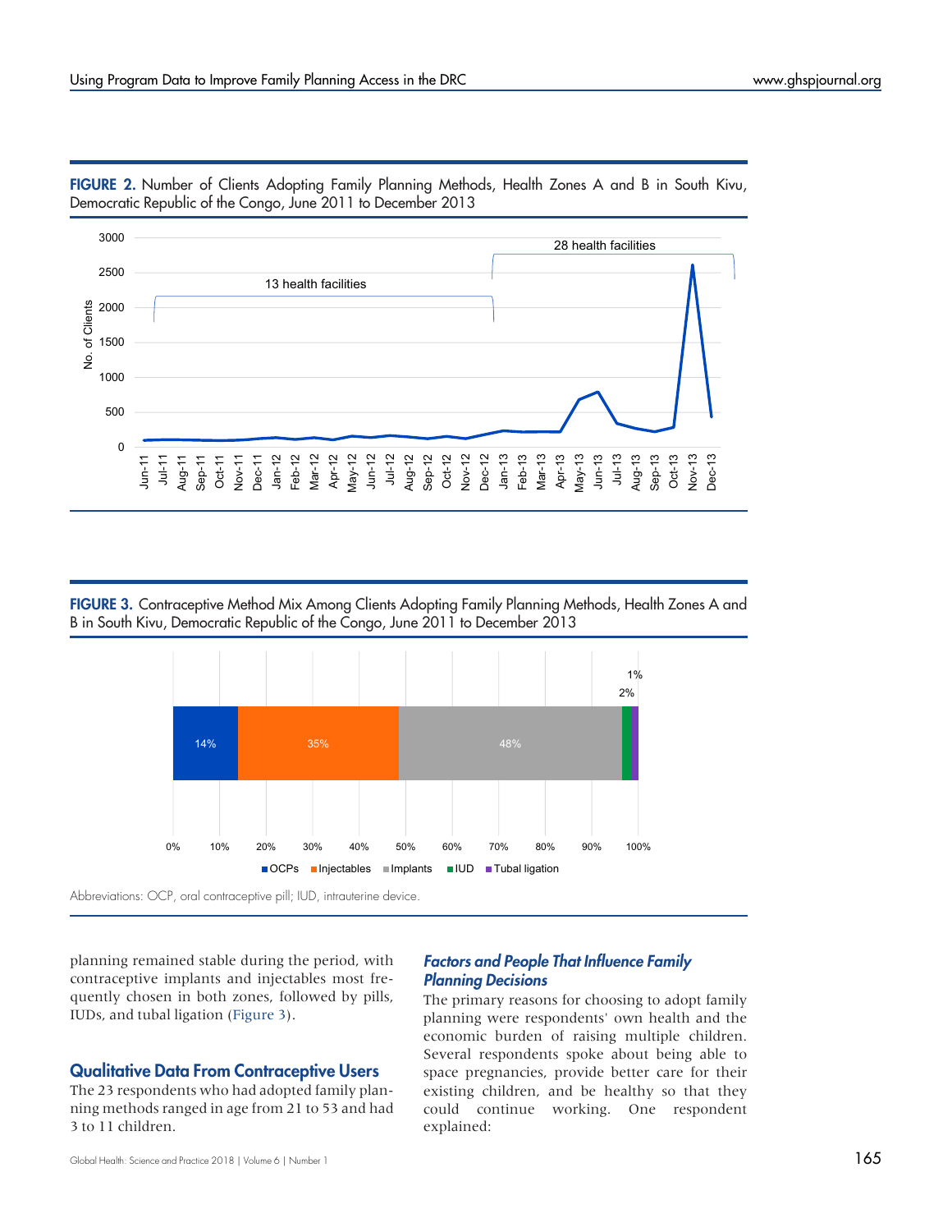**FIGURE 2.** Number of Clients Adopting Family Planning Methods, Health Zones A and B in South Kivu, Democratic Republic of the Congo, June 2011 to December 2013

**FIGURE 3.** Contraceptive Method Mix Among Clients Adopting Family Planning Methods, Health Zones A and B in South Kivu, Democratic Republic of the Congo, June 2011 to December 2013

Abbreviations: OCP, oral contraceptive pill; IUD, intrauterine device.

planning remained stable during the period, with contraceptive implants and injectables most frequently chosen in both zones, followed by pills, IUDs, and tubal ligation (Figure 3).

## Qualitative Data From Contraceptive Users

The 23 respondents who had adopted family planning methods ranged in age from 21 to 53 and had 3 to 11 children.

### *Factors and People That Influence Family Planning Decisions*

The primary reasons for choosing to adopt family planning were respondents' own health and the economic burden of raising multiple children. Several respondents spoke about being able to space pregnancies, provide better care for their existing children, and be healthy so that they could continue working. One respondent explained: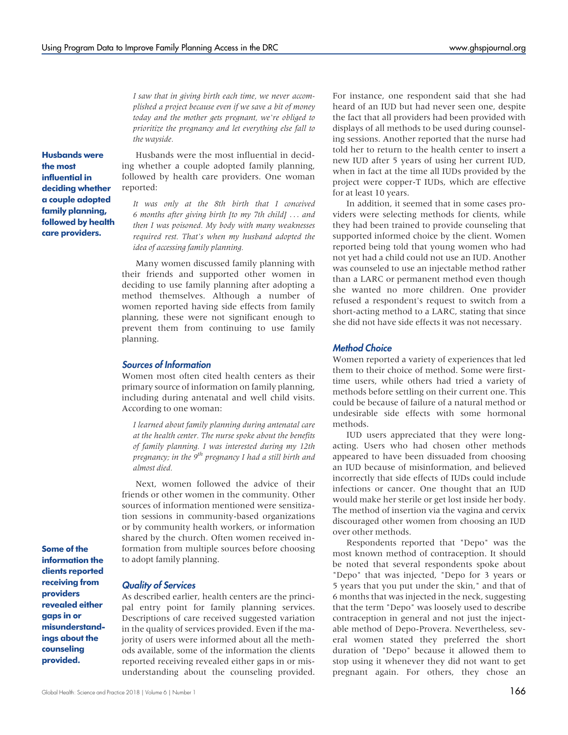> *I saw that in giving birth each time, we never accomplished a project because even if we save a bit of money today and the mother gets pregnant, we're obliged to prioritize the pregnancy and let everything else fall to the wayside.*

**Husbands were the most influential in deciding whether a couple adopted family planning, followed by health care providers.**

Husbands were the most influential in deciding whether a couple adopted family planning, followed by health care providers. One woman reported:

> *It was only at the 8th birth that I conceived 6 months after giving birth [to my 7th child] . . . and then I was poisoned. My body with many weaknesses required rest. That's when my husband adopted the idea of accessing family planning.*

Many women discussed family planning with their friends and supported other women in deciding to use family planning after adopting a method themselves. Although a number of women reported having side effects from family planning, these were not significant enough to prevent them from continuing to use family planning.

### Sources of Information

Women most often cited health centers as their primary source of information on family planning, including during antenatal and well child visits. According to one woman:

> *I learned about family planning during antenatal care at the health center. The nurse spoke about the benefits of family planning. I was interested during my 12th pregnancy; in the 9th pregnancy I had a still birth and almost died.*

Next, women followed the advice of their friends or other women in the community. Other sources of information mentioned were sensitization sessions in community-based organizations or by community health workers, or information shared by the church. Often women received information from multiple sources before choosing to adopt family planning.

### Quality of Services

**Some of the information the clients reported receiving from providers revealed either gaps in or misunderstandings about the counseling provided.**

As described earlier, health centers are the principal entry point for family planning services. Descriptions of care received suggested variation in the quality of services provided. Even if the majority of users were informed about all the methods available, some of the information the clients reported receiving revealed either gaps in or misunderstanding about the counseling provided. For instance, one respondent said that she had heard of an IUD but had never seen one, despite the fact that all providers had been provided with displays of all methods to be used during counseling sessions. Another reported that the nurse had told her to return to the health center to insert a new IUD after 5 years of using her current IUD, when in fact at the time all IUDs provided by the project were copper-T IUDs, which are effective for at least 10 years.

In addition, it seemed that in some cases providers were selecting methods for clients, while they had been trained to provide counseling that supported informed choice by the client. Women reported being told that young women who had not yet had a child could not use an IUD. Another was counseled to use an injectable method rather than a LARC or permanent method even though she wanted no more children. One provider refused a respondent's request to switch from a short-acting method to a LARC, stating that since she did not have side effects it was not necessary.

### Method Choice

Women reported a variety of experiences that led them to their choice of method. Some were first-time users, while others had tried a variety of methods before settling on their current one. This could be because of failure of a natural method or undesirable side effects with some hormonal methods.

IUD users appreciated that they were long-acting. Users who had chosen other methods appeared to have been dissuaded from choosing an IUD because of misinformation, and believed incorrectly that side effects of IUDs could include infections or cancer. One thought that an IUD would make her sterile or get lost inside her body. The method of insertion via the vagina and cervix discouraged other women from choosing an IUD over other methods.

Respondents reported that "Depo" was the most known method of contraception. It should be noted that several respondents spoke about "Depo" that was injected, "Depo for 3 years or 5 years that you put under the skin," and that of 6 months that was injected in the neck, suggesting that the term "Depo" was loosely used to describe contraception in general and not just the injectable method of Depo-Provera. Nevertheless, several women stated they preferred the short duration of "Depo" because it allowed them to stop using it whenever they did not want to get pregnant again. For others, they chose an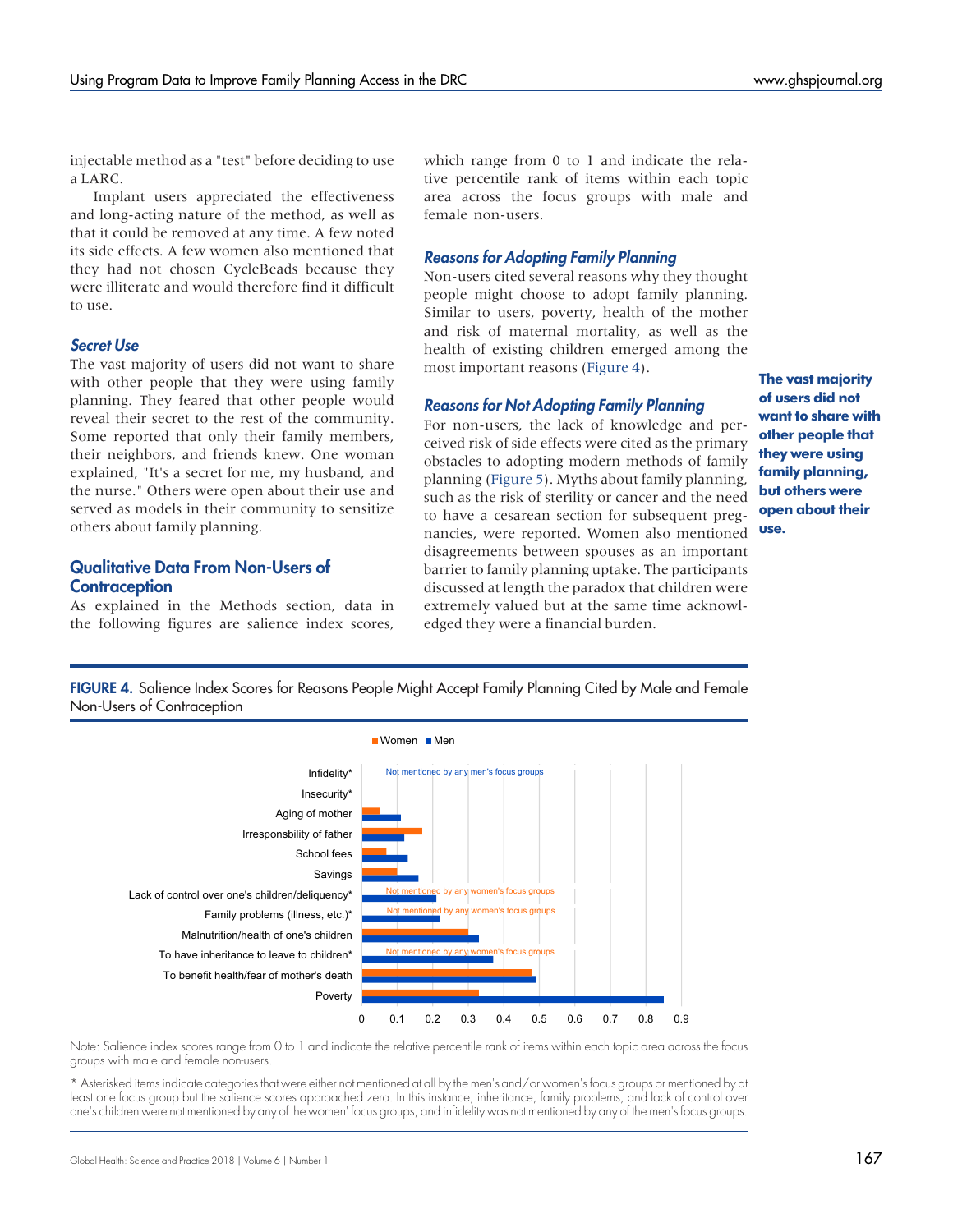injectable method as a "test" before deciding to use a LARC.

Implant users appreciated the effectiveness and long-acting nature of the method, as well as that it could be removed at any time. A few noted its side effects. A few women also mentioned that they had not chosen CycleBeads because they were illiterate and would therefore find it difficult to use.

### *Secret Use*

The vast majority of users did not want to share with other people that they were using family planning. They feared that other people would reveal their secret to the rest of the community. Some reported that only their family members, their neighbors, and friends knew. One woman explained, "It's a secret for me, my husband, and the nurse." Others were open about their use and served as models in their community to sensitize others about family planning.

**The vast majority of users did not want to share with other people that they were using family planning, but others were open about their use.**

## Qualitative Data From Non-Users of Contraception

As explained in the Methods section, data in the following figures are salience index scores, which range from 0 to 1 and indicate the relative percentile rank of items within each topic area across the focus groups with male and female non-users.

### *Reasons for Adopting Family Planning*

Non-users cited several reasons why they thought people might choose to adopt family planning. Similar to users, poverty, health of the mother and risk of maternal mortality, as well as the health of existing children emerged among the most important reasons (Figure 4).

### *Reasons for Not Adopting Family Planning*

For non-users, the lack of knowledge and perceived risk of side effects were cited as the primary obstacles to adopting modern methods of family planning (Figure 5). Myths about family planning, such as the risk of sterility or cancer and the need to have a cesarean section for subsequent pregnancies, were reported. Women also mentioned disagreements between spouses as an important barrier to family planning uptake. The participants discussed at length the paradox that children were extremely valued but at the same time acknowledged they were a financial burden.

**FIGURE 4.** Salience Index Scores for Reasons People Might Accept Family Planning Cited by Male and Female Non-Users of Contraception

| Reason | Women | Men |
|---|---|---|
| Infidelity* | Not mentioned by any men's focus groups | |
| Insecurity* | | |
| Aging of mother | ~0.05 | ~0.11 |
| Irresponsbility of father | ~0.17 | ~0.12 |
| School fees | ~0.07 | ~0.13 |
| Savings | ~0.10 | ~0.16 |
| Lack of control over one's children/deliquency* | Not mentioned by any women's focus groups | ~0.21 |
| Family problems (illness, etc.)* | Not mentioned by any women's focus groups | ~0.22 |
| Malnutrition/health of one's children | ~0.30 | ~0.33 |
| To have inheritance to leave to children* | Not mentioned by any women's focus groups | ~0.37 |
| To benefit health/fear of mother's death | ~0.48 | ~0.49 |
| Poverty | ~0.33 | ~0.85 |

Note: Salience index scores range from 0 to 1 and indicate the relative percentile rank of items within each topic area across the focus groups with male and female non-users.

* Asterisked items indicate categories that were either not mentioned at all by the men's and/or women's focus groups or mentioned by at least one focus group but the salience scores approached zero. In this instance, inheritance, family problems, and lack of control over one's children were not mentioned by any of the women' focus groups, and infidelity was not mentioned by any of the men's focus groups.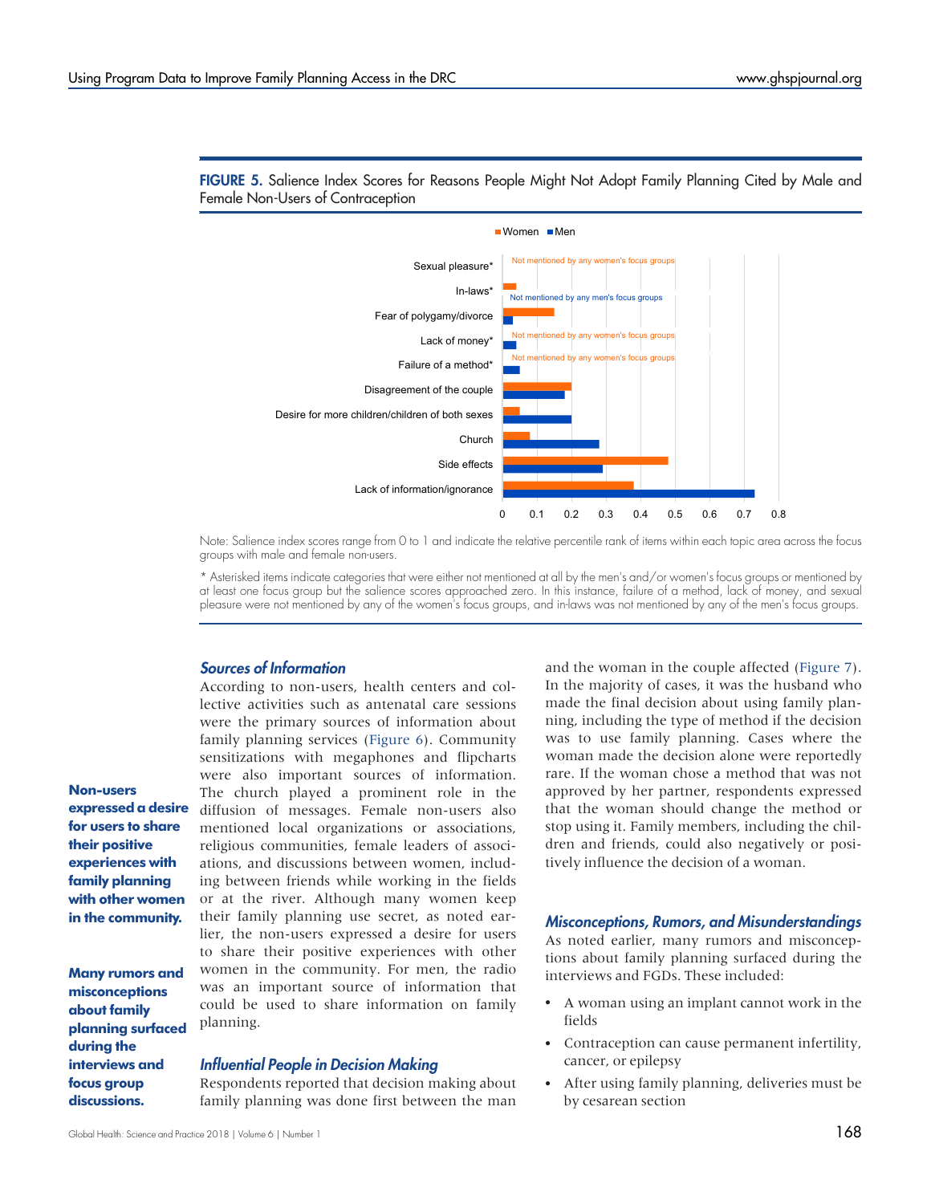**FIGURE 5.** Salience Index Scores for Reasons People Might Not Adopt Family Planning Cited by Male and Female Non-Users of Contraception

Note: Salience index scores range from 0 to 1 and indicate the relative percentile rank of items within each topic area across the focus groups with male and female non-users.

* Asterisked items indicate categories that were either not mentioned at all by the men's and/or women's focus groups or mentioned by at least one focus group but the salience scores approached zero. In this instance, failure of a method, lack of money, and sexual pleasure were not mentioned by any of the women's focus groups, and in-laws was not mentioned by any of the men's focus groups.

### *Sources of Information*

According to non-users, health centers and collective activities such as antenatal care sessions were the primary sources of information about family planning services (Figure 6). Community sensitizations with megaphones and flipcharts were also important sources of information. The church played a prominent role in the diffusion of messages. Female non-users also mentioned local organizations or associations, religious communities, female leaders of associations, and discussions between women, including between friends while working in the fields or at the river. Although many women keep their family planning use secret, as noted earlier, the non-users expressed a desire for users to share their positive experiences with other women in the community. For men, the radio was an important source of information that could be used to share information on family planning.

**Non-users expressed a desire for users to share their positive experiences with family planning with other women in the community.**

**Many rumors and misconceptions about family planning surfaced during the interviews and focus group discussions.**

### *Influential People in Decision Making*

Respondents reported that decision making about family planning was done first between the man and the woman in the couple affected (Figure 7). In the majority of cases, it was the husband who made the final decision about using family planning, including the type of method if the decision was to use family planning. Cases where the woman made the decision alone were reportedly rare. If the woman chose a method that was not approved by her partner, respondents expressed that the woman should change the method or stop using it. Family members, including the children and friends, could also negatively or positively influence the decision of a woman.

### *Misconceptions, Rumors, and Misunderstandings*

As noted earlier, many rumors and misconceptions about family planning surfaced during the interviews and FGDs. These included:

- A woman using an implant cannot work in the fields
- Contraception can cause permanent infertility, cancer, or epilepsy
- After using family planning, deliveries must be by cesarean section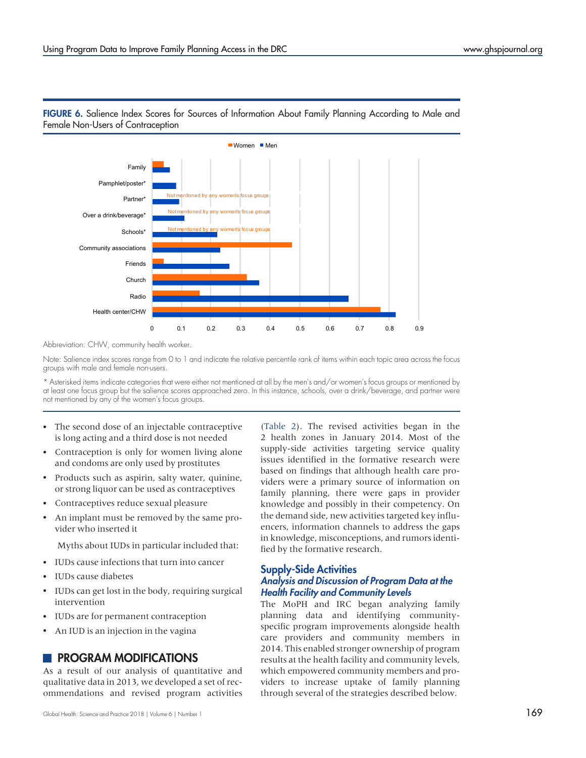**FIGURE 6.** Salience Index Scores for Sources of Information About Family Planning According to Male and Female Non-Users of Contraception

Abbreviation: CHW, community health worker.

Note: Salience index scores range from 0 to 1 and indicate the relative percentile rank of items within each topic area across the focus groups with male and female non-users.

* Asterisked items indicate categories that were either not mentioned at all by the men's and/or women's focus groups or mentioned by at least one focus group but the salience scores approached zero. In this instance, schools, over a drink/beverage, and partner were not mentioned by any of the women's focus groups.

- The second dose of an injectable contraceptive is long acting and a third dose is not needed
- Contraception is only for women living alone and condoms are only used by prostitutes
- Products such as aspirin, salty water, quinine, or strong liquor can be used as contraceptives
- Contraceptives reduce sexual pleasure
- An implant must be removed by the same provider who inserted it

Myths about IUDs in particular included that:

- IUDs cause infections that turn into cancer
- IUDs cause diabetes
- IUDs can get lost in the body, requiring surgical intervention
- IUDs are for permanent contraception
- An IUD is an injection in the vagina

## PROGRAM MODIFICATIONS

As a result of our analysis of quantitative and qualitative data in 2013, we developed a set of recommendations and revised program activities (Table 2). The revised activities began in the 2 health zones in January 2014. Most of the supply-side activities targeting service quality issues identified in the formative research were based on findings that although health care providers were a primary source of information on family planning, there were gaps in provider knowledge and possibly in their competency. On the demand side, new activities targeted key influencers, information channels to address the gaps in knowledge, misconceptions, and rumors identified by the formative research.

### Supply-Side Activities

#### *Analysis and Discussion of Program Data at the Health Facility and Community Levels*

The MoPH and IRC began analyzing family planning data and identifying community-specific program improvements alongside health care providers and community members in 2014. This enabled stronger ownership of program results at the health facility and community levels, which empowered community members and providers to increase uptake of family planning through several of the strategies described below.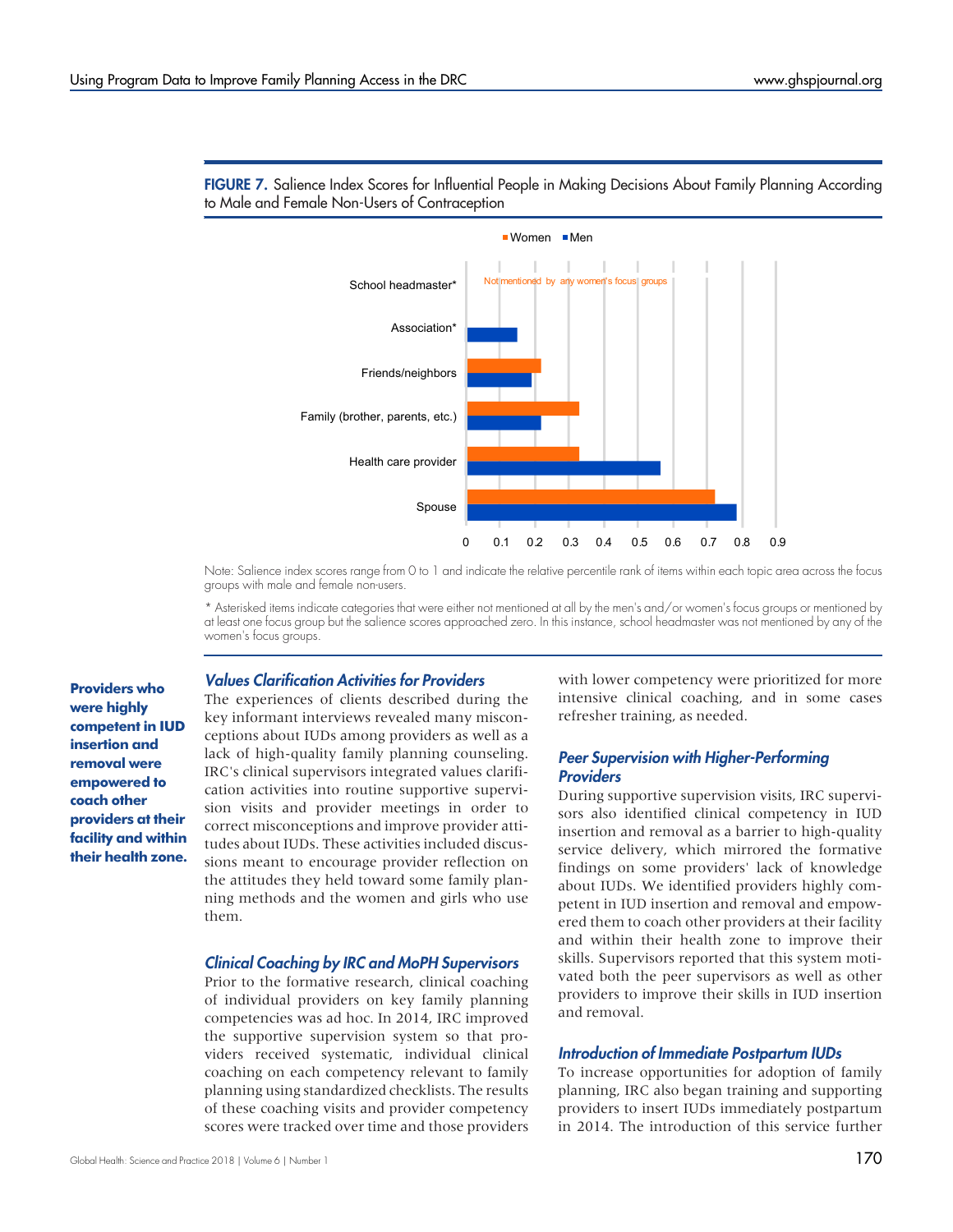**FIGURE 7.** Salience Index Scores for Influential People in Making Decisions About Family Planning According to Male and Female Non-Users of Contraception

Note: Salience index scores range from 0 to 1 and indicate the relative percentile rank of items within each topic area across the focus groups with male and female non-users.

* Asterisked items indicate categories that were either not mentioned at all by the men's and/or women's focus groups or mentioned by at least one focus group but the salience scores approached zero. In this instance, school headmaster was not mentioned by any of the women's focus groups.

**Providers who were highly competent in IUD insertion and removal were empowered to coach other providers at their facility and within their health zone.**

### *Values Clarification Activities for Providers*

The experiences of clients described during the key informant interviews revealed many misconceptions about IUDs among providers as well as a lack of high-quality family planning counseling. IRC's clinical supervisors integrated values clarification activities into routine supportive supervision visits and provider meetings in order to correct misconceptions and improve provider attitudes about IUDs. These activities included discussions meant to encourage provider reflection on the attitudes they held toward some family planning methods and the women and girls who use them.

### *Clinical Coaching by IRC and MoPH Supervisors*

Prior to the formative research, clinical coaching of individual providers on key family planning competencies was ad hoc. In 2014, IRC improved the supportive supervision system so that providers received systematic, individual clinical coaching on each competency relevant to family planning using standardized checklists. The results of these coaching visits and provider competency scores were tracked over time and those providers with lower competency were prioritized for more intensive clinical coaching, and in some cases refresher training, as needed.

### *Peer Supervision with Higher-Performing Providers*

During supportive supervision visits, IRC supervisors also identified clinical competency in IUD insertion and removal as a barrier to high-quality service delivery, which mirrored the formative findings on some providers' lack of knowledge about IUDs. We identified providers highly competent in IUD insertion and removal and empowered them to coach other providers at their facility and within their health zone to improve their skills. Supervisors reported that this system motivated both the peer supervisors as well as other providers to improve their skills in IUD insertion and removal.

### *Introduction of Immediate Postpartum IUDs*

To increase opportunities for adoption of family planning, IRC also began training and supporting providers to insert IUDs immediately postpartum in 2014. The introduction of this service further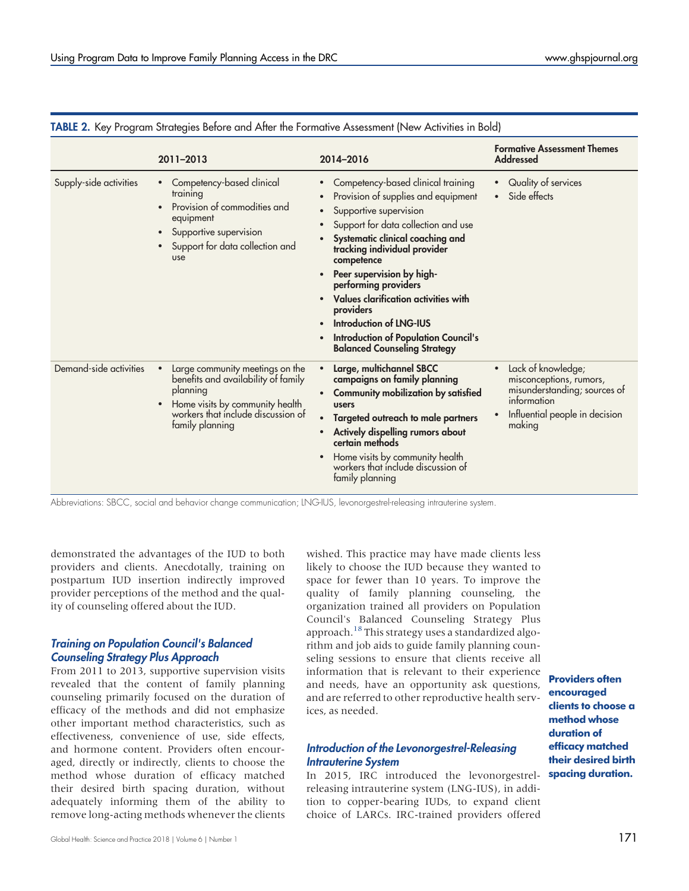**TABLE 2.** Key Program Strategies Before and After the Formative Assessment (New Activities in Bold)

| | 2011–2013 | 2014–2016 | Formative Assessment Themes Addressed |
|---|---|---|---|
| Supply-side activities | • Competency-based clinical training<br>• Provision of commodities and equipment<br>• Supportive supervision<br>• Support for data collection and use | • Competency-based clinical training<br>• Provision of supplies and equipment<br>• Supportive supervision<br>• Support for data collection and use<br>• **Systematic clinical coaching and tracking individual provider competence**<br>• **Peer supervision by high-performing providers**<br>• **Values clarification activities with providers**<br>• **Introduction of LNG-IUS**<br>• **Introduction of Population Council's Balanced Counseling Strategy** | • Quality of services<br>• Side effects |
| Demand-side activities | • Large community meetings on the benefits and availability of family planning<br>• Home visits by community health workers that include discussion of family planning | • **Large, multichannel SBCC campaigns on family planning**<br>• **Community mobilization by satisfied users**<br>• **Targeted outreach to male partners**<br>• **Actively dispelling rumors about certain methods**<br>• Home visits by community health workers that include discussion of family planning | • Lack of knowledge; misconceptions, rumors, misunderstanding; sources of information<br>• Influential people in decision making |

Abbreviations: SBCC, social and behavior change communication; LNG-IUS, levonorgestrel-releasing intrauterine system.

demonstrated the advantages of the IUD to both providers and clients. Anecdotally, training on postpartum IUD insertion indirectly improved provider perceptions of the method and the quality of counseling offered about the IUD.

### *Training on Population Council's Balanced Counseling Strategy Plus Approach*

From 2011 to 2013, supportive supervision visits revealed that the content of family planning counseling primarily focused on the duration of efficacy of the methods and did not emphasize other important method characteristics, such as effectiveness, convenience of use, side effects, and hormone content. Providers often encouraged, directly or indirectly, clients to choose the method whose duration of efficacy matched their desired birth spacing duration, without adequately informing them of the ability to remove long-acting methods whenever the clients wished. This practice may have made clients less likely to choose the IUD because they wanted to space for fewer than 10 years. To improve the quality of family planning counseling, the organization trained all providers on Population Council's Balanced Counseling Strategy Plus approach.[18] This strategy uses a standardized algorithm and job aids to guide family planning counseling sessions to ensure that clients receive all information that is relevant to their experience and needs, have an opportunity ask questions, and are referred to other reproductive health services, as needed.

**Providers often encouraged clients to choose a method whose duration of efficacy matched their desired birth spacing duration.**

### *Introduction of the Levonorgestrel-Releasing Intrauterine System*

In 2015, IRC introduced the levonorgestrel-releasing intrauterine system (LNG-IUS), in addition to copper-bearing IUDs, to expand client choice of LARCs. IRC-trained providers offered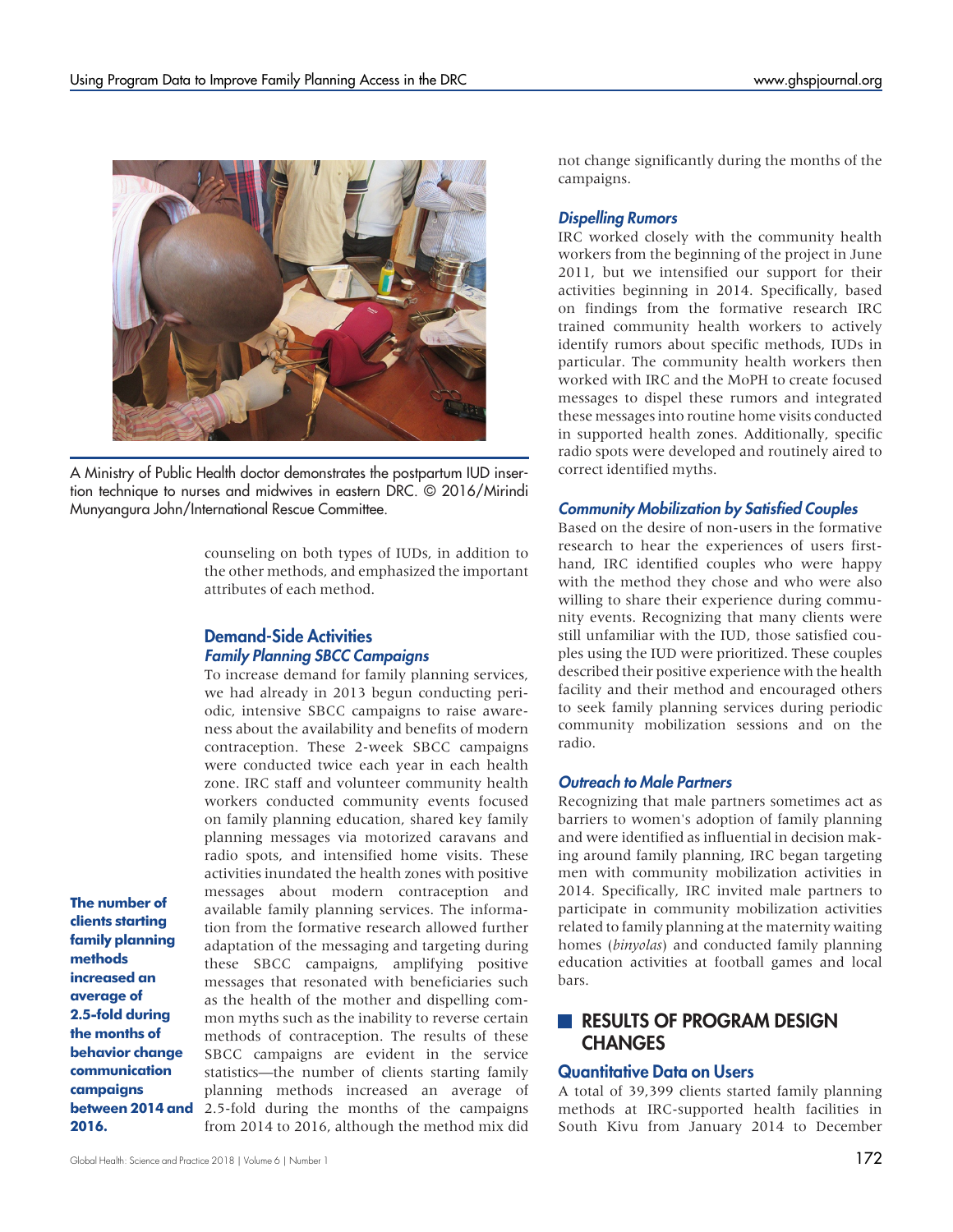A Ministry of Public Health doctor demonstrates the postpartum IUD insertion technique to nurses and midwives in eastern DRC. © 2016/Mirindi Munyangura John/International Rescue Committee.

counseling on both types of IUDs, in addition to the other methods, and emphasized the important attributes of each method.

## Demand-Side Activities

### *Family Planning SBCC Campaigns*

To increase demand for family planning services, we had already in 2013 begun conducting periodic, intensive SBCC campaigns to raise awareness about the availability and benefits of modern contraception. These 2-week SBCC campaigns were conducted twice each year in each health zone. IRC staff and volunteer community health workers conducted community events focused on family planning education, shared key family planning messages via motorized caravans and radio spots, and intensified home visits. These activities inundated the health zones with positive messages about modern contraception and available family planning services. The information from the formative research allowed further adaptation of the messaging and targeting during these SBCC campaigns, amplifying positive messages that resonated with beneficiaries such as the health of the mother and dispelling common myths such as the inability to reverse certain methods of contraception. The results of these SBCC campaigns are evident in the service statistics—the number of clients starting family planning methods increased an average of 2.5-fold during the months of the campaigns from 2014 to 2016, although the method mix did not change significantly during the months of the campaigns.

**The number of clients starting family planning methods increased an average of 2.5-fold during the months of behavior change communication campaigns between 2014 and 2016.**

### *Dispelling Rumors*

IRC worked closely with the community health workers from the beginning of the project in June 2011, but we intensified our support for their activities beginning in 2014. Specifically, based on findings from the formative research IRC trained community health workers to actively identify rumors about specific methods, IUDs in particular. The community health workers then worked with IRC and the MoPH to create focused messages to dispel these rumors and integrated these messages into routine home visits conducted in supported health zones. Additionally, specific radio spots were developed and routinely aired to correct identified myths.

### *Community Mobilization by Satisfied Couples*

Based on the desire of non-users in the formative research to hear the experiences of users first-hand, IRC identified couples who were happy with the method they chose and who were also willing to share their experience during community events. Recognizing that many clients were still unfamiliar with the IUD, those satisfied couples using the IUD were prioritized. These couples described their positive experience with the health facility and their method and encouraged others to seek family planning services during periodic community mobilization sessions and on the radio.

### *Outreach to Male Partners*

Recognizing that male partners sometimes act as barriers to women's adoption of family planning and were identified as influential in decision making around family planning, IRC began targeting men with community mobilization activities in 2014. Specifically, IRC invited male partners to participate in community mobilization activities related to family planning at the maternity waiting homes (*binyolas*) and conducted family planning education activities at football games and local bars.

## RESULTS OF PROGRAM DESIGN CHANGES

### Quantitative Data on Users

A total of 39,399 clients started family planning methods at IRC-supported health facilities in South Kivu from January 2014 to December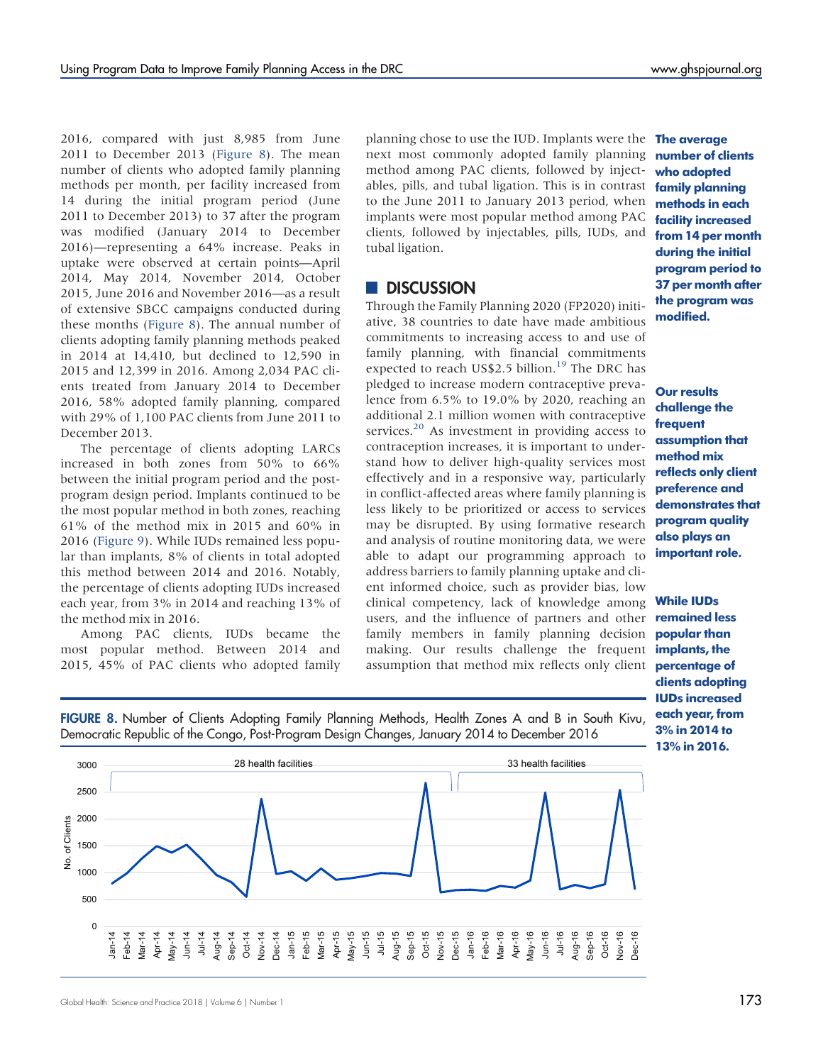2016, compared with just 8,985 from June 2011 to December 2013 (Figure 8). The mean number of clients who adopted family planning methods per month, per facility increased from 14 during the initial program period (June 2011 to December 2013) to 37 after the program was modified (January 2014 to December 2016)—representing a 64% increase. Peaks in uptake were observed at certain points—April 2014, May 2014, November 2014, October 2015, June 2016 and November 2016—as a result of extensive SBCC campaigns conducted during these months (Figure 8). The annual number of clients adopting family planning methods peaked in 2014 at 14,410, but declined to 12,590 in 2015 and 12,399 in 2016. Among 2,034 PAC clients treated from January 2014 to December 2016, 58% adopted family planning, compared with 29% of 1,100 PAC clients from June 2011 to December 2013.

The percentage of clients adopting LARCs increased in both zones from 50% to 66% between the initial program period and the post-program design period. Implants continued to be the most popular method in both zones, reaching 61% of the method mix in 2015 and 60% in 2016 (Figure 9). While IUDs remained less popular than implants, 8% of clients in total adopted this method between 2014 and 2016. Notably, the percentage of clients adopting IUDs increased each year, from 3% in 2014 and reaching 13% of the method mix in 2016.

Among PAC clients, IUDs became the most popular method. Between 2014 and 2015, 45% of PAC clients who adopted family planning chose to use the IUD. Implants were the next most commonly adopted family planning method among PAC clients, followed by injectables, pills, and tubal ligation. This is in contrast to the June 2011 to January 2013 period, when implants were most popular method among PAC clients, followed by injectables, pills, IUDs, and tubal ligation.

**The average number of clients who adopted family planning methods in each facility increased from 14 per month during the initial program period to 37 per month after the program was modified.**

## DISCUSSION

Through the Family Planning 2020 (FP2020) initiative, 38 countries to date have made ambitious commitments to increasing access to and use of family planning, with financial commitments expected to reach US$2.5 billion.[19] The DRC has pledged to increase modern contraceptive prevalence from 6.5% to 19.0% by 2020, reaching an additional 2.1 million women with contraceptive services.[20] As investment in providing access to contraception increases, it is important to understand how to deliver high-quality services most effectively and in a responsive way, particularly in conflict-affected areas where family planning is less likely to be prioritized or access to services may be disrupted. By using formative research and analysis of routine monitoring data, we were able to adapt our programming approach to address barriers to family planning uptake and client informed choice, such as provider bias, low clinical competency, lack of knowledge among users, and the influence of partners and other family members in family planning decision making. Our results challenge the frequent assumption that method mix reflects only client

**Our results challenge the frequent assumption that method mix reflects only client preference and demonstrates that program quality also plays an important role.**

**While IUDs remained less popular than implants, the percentage of clients adopting IUDs increased each year, from 3% in 2014 to 13% in 2016.**

**FIGURE 8.** Number of Clients Adopting Family Planning Methods, Health Zones A and B in South Kivu, Democratic Republic of the Congo, Post-Program Design Changes, January 2014 to December 2016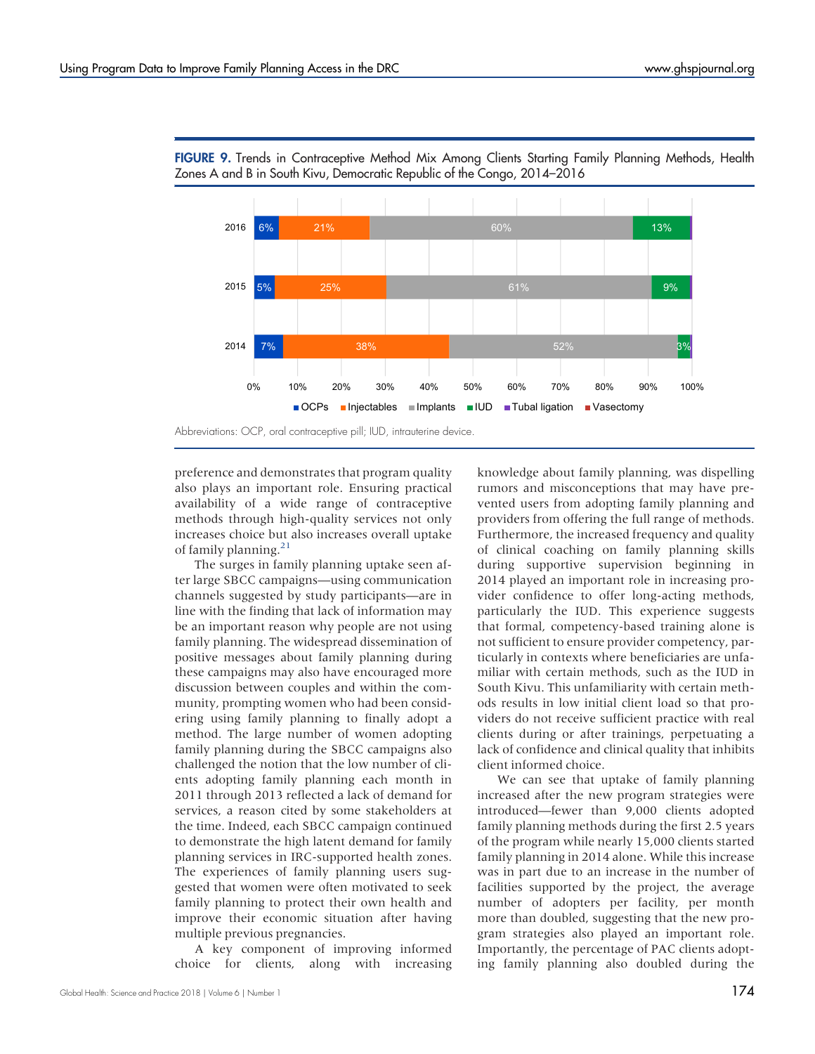**FIGURE 9.** Trends in Contraceptive Method Mix Among Clients Starting Family Planning Methods, Health Zones A and B in South Kivu, Democratic Republic of the Congo, 2014–2016

| Year | OCPs | Injectables | Implants | IUD | Tubal ligation | Vasectomy |
|---|---|---|---|---|---|---|
| 2016 | 6% | 21% | 60% | 13% | | |
| 2015 | 5% | 25% | 61% | 9% | | |
| 2014 | 7% | 38% | 52% | 3% | | |

Abbreviations: OCP, oral contraceptive pill; IUD, intrauterine device.

preference and demonstrates that program quality also plays an important role. Ensuring practical availability of a wide range of contraceptive methods through high-quality services not only increases choice but also increases overall uptake of family planning.[21]

The surges in family planning uptake seen after large SBCC campaigns—using communication channels suggested by study participants—are in line with the finding that lack of information may be an important reason why people are not using family planning. The widespread dissemination of positive messages about family planning during these campaigns may also have encouraged more discussion between couples and within the community, prompting women who had been considering using family planning to finally adopt a method. The large number of women adopting family planning during the SBCC campaigns also challenged the notion that the low number of clients adopting family planning each month in 2011 through 2013 reflected a lack of demand for services, a reason cited by some stakeholders at the time. Indeed, each SBCC campaign continued to demonstrate the high latent demand for family planning services in IRC-supported health zones. The experiences of family planning users suggested that women were often motivated to seek family planning to protect their own health and improve their economic situation after having multiple previous pregnancies.

A key component of improving informed choice for clients, along with increasing knowledge about family planning, was dispelling rumors and misconceptions that may have prevented users from adopting family planning and providers from offering the full range of methods. Furthermore, the increased frequency and quality of clinical coaching on family planning skills during supportive supervision beginning in 2014 played an important role in increasing provider confidence to offer long-acting methods, particularly the IUD. This experience suggests that formal, competency-based training alone is not sufficient to ensure provider competency, particularly in contexts where beneficiaries are unfamiliar with certain methods, such as the IUD in South Kivu. This unfamiliarity with certain methods results in low initial client load so that providers do not receive sufficient practice with real clients during or after trainings, perpetuating a lack of confidence and clinical quality that inhibits client informed choice.

We can see that uptake of family planning increased after the new program strategies were introduced—fewer than 9,000 clients adopted family planning methods during the first 2.5 years of the program while nearly 15,000 clients started family planning in 2014 alone. While this increase was in part due to an increase in the number of facilities supported by the project, the average number of adopters per facility, per month more than doubled, suggesting that the new program strategies also played an important role. Importantly, the percentage of PAC clients adopting family planning also doubled during the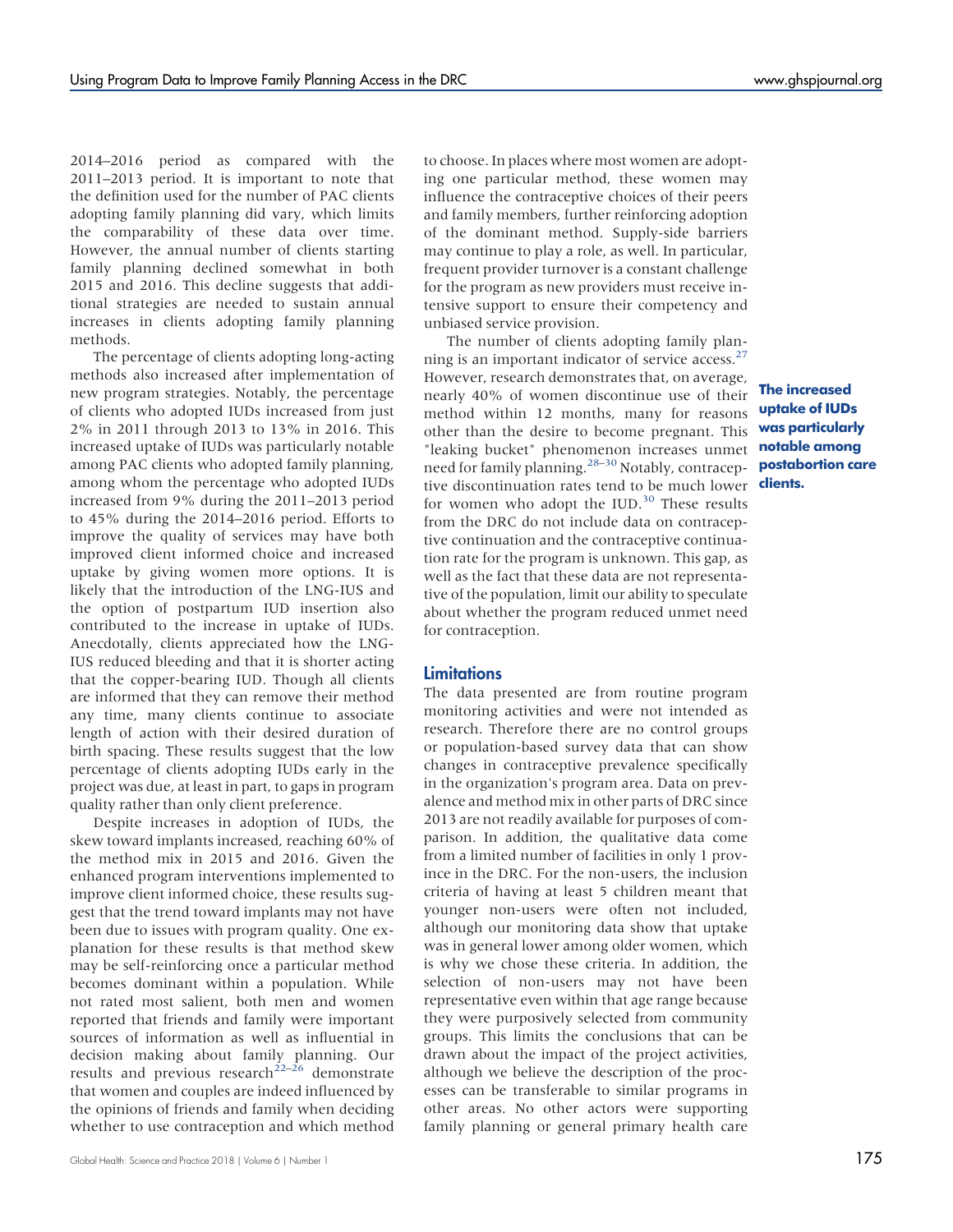2014–2016 period as compared with the 2011–2013 period. It is important to note that the definition used for the number of PAC clients adopting family planning did vary, which limits the comparability of these data over time. However, the annual number of clients starting family planning declined somewhat in both 2015 and 2016. This decline suggests that additional strategies are needed to sustain annual increases in clients adopting family planning methods.

The percentage of clients adopting long-acting methods also increased after implementation of new program strategies. Notably, the percentage of clients who adopted IUDs increased from just 2% in 2011 through 2013 to 13% in 2016. This increased uptake of IUDs was particularly notable among PAC clients who adopted family planning, among whom the percentage who adopted IUDs increased from 9% during the 2011–2013 period to 45% during the 2014–2016 period. Efforts to improve the quality of services may have both improved client informed choice and increased uptake by giving women more options. It is likely that the introduction of the LNG-IUS and the option of postpartum IUD insertion also contributed to the increase in uptake of IUDs. Anecdotally, clients appreciated how the LNG-IUS reduced bleeding and that it is shorter acting that the copper-bearing IUD. Though all clients are informed that they can remove their method any time, many clients continue to associate length of action with their desired duration of birth spacing. These results suggest that the low percentage of clients adopting IUDs early in the project was due, at least in part, to gaps in program quality rather than only client preference.

**The increased uptake of IUDs was particularly notable among postabortion care clients.**

Despite increases in adoption of IUDs, the skew toward implants increased, reaching 60% of the method mix in 2015 and 2016. Given the enhanced program interventions implemented to improve client informed choice, these results suggest that the trend toward implants may not have been due to issues with program quality. One explanation for these results is that method skew may be self-reinforcing once a particular method becomes dominant within a population. While not rated most salient, both men and women reported that friends and family were important sources of information as well as influential in decision making about family planning. Our results and previous research[22–26] demonstrate that women and couples are indeed influenced by the opinions of friends and family when deciding whether to use contraception and which method to choose. In places where most women are adopting one particular method, these women may influence the contraceptive choices of their peers and family members, further reinforcing adoption of the dominant method. Supply-side barriers may continue to play a role, as well. In particular, frequent provider turnover is a constant challenge for the program as new providers must receive intensive support to ensure their competency and unbiased service provision.

The number of clients adopting family planning is an important indicator of service access.[27] However, research demonstrates that, on average, nearly 40% of women discontinue use of their method within 12 months, many for reasons other than the desire to become pregnant. This "leaking bucket" phenomenon increases unmet need for family planning.[28–30] Notably, contraceptive discontinuation rates tend to be much lower for women who adopt the IUD.[30] These results from the DRC do not include data on contraceptive continuation and the contraceptive continuation rate for the program is unknown. This gap, as well as the fact that these data are not representative of the population, limit our ability to speculate about whether the program reduced unmet need for contraception.

## Limitations

The data presented are from routine program monitoring activities and were not intended as research. Therefore there are no control groups or population-based survey data that can show changes in contraceptive prevalence specifically in the organization's program area. Data on prevalence and method mix in other parts of DRC since 2013 are not readily available for purposes of comparison. In addition, the qualitative data come from a limited number of facilities in only 1 province in the DRC. For the non-users, the inclusion criteria of having at least 5 children meant that younger non-users were often not included, although our monitoring data show that uptake was in general lower among older women, which is why we chose these criteria. In addition, the selection of non-users may not have been representative even within that age range because they were purposively selected from community groups. This limits the conclusions that can be drawn about the impact of the project activities, although we believe the description of the processes can be transferable to similar programs in other areas. No other actors were supporting family planning or general primary health care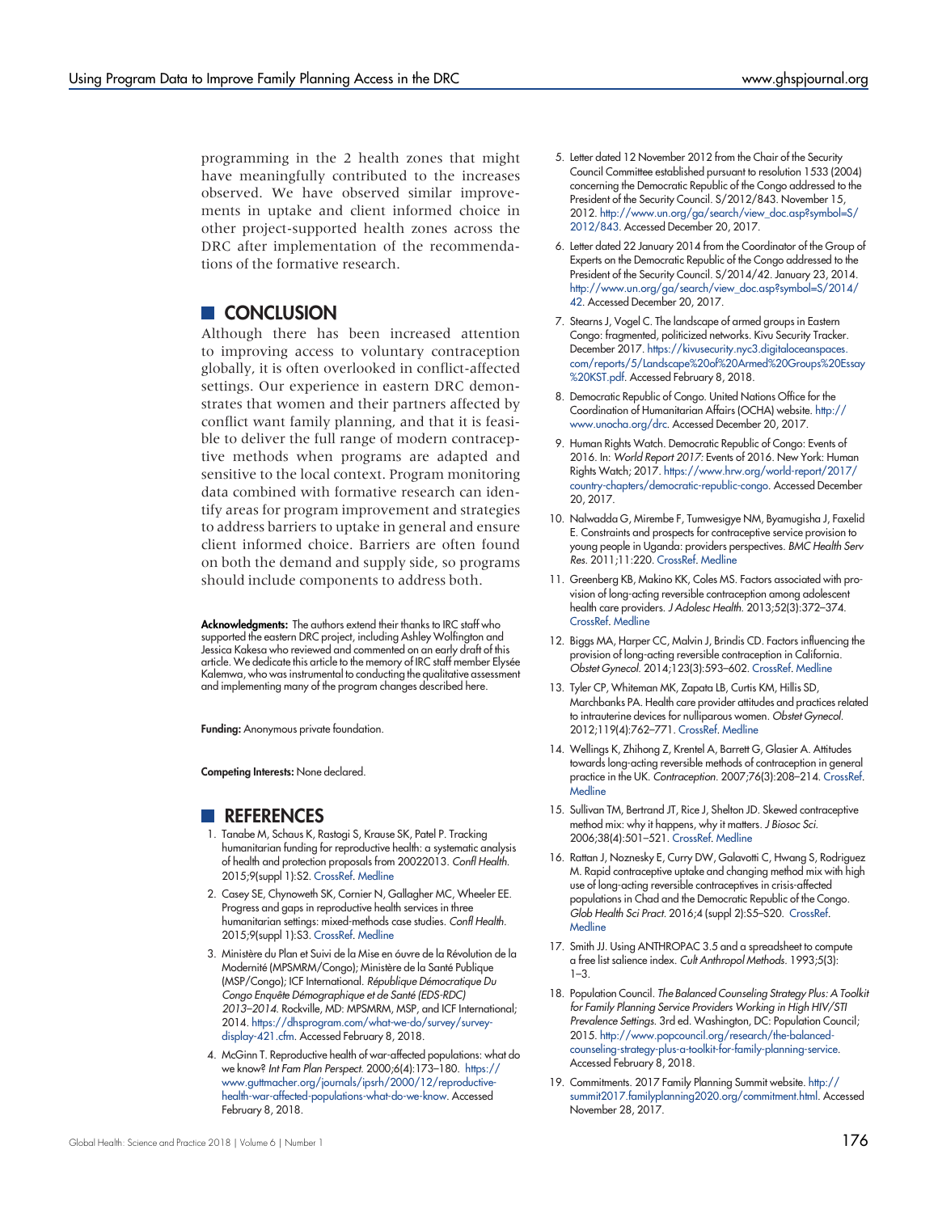programming in the 2 health zones that might have meaningfully contributed to the increases observed. We have observed similar improvements in uptake and client informed choice in other project-supported health zones across the DRC after implementation of the recommendations of the formative research.

## CONCLUSION

Although there has been increased attention to improving access to voluntary contraception globally, it is often overlooked in conflict-affected settings. Our experience in eastern DRC demonstrates that women and their partners affected by conflict want family planning, and that it is feasible to deliver the full range of modern contraceptive methods when programs are adapted and sensitive to the local context. Program monitoring data combined with formative research can identify areas for program improvement and strategies to address barriers to uptake in general and ensure client informed choice. Barriers are often found on both the demand and supply side, so programs should include components to address both.

**Acknowledgments:** The authors extend their thanks to IRC staff who supported the eastern DRC project, including Ashley Wolfington and Jessica Kakesa who reviewed and commented on an early draft of this article. We dedicate this article to the memory of IRC staff member Elysée Kalemwa, who was instrumental to conducting the qualitative assessment and implementing many of the program changes described here.

**Funding:** Anonymous private foundation.

**Competing Interests:** None declared.

## REFERENCES

1. Tanabe M, Schaus K, Rastogi S, Krause SK, Patel P. Tracking humanitarian funding for reproductive health: a systematic analysis of health and protection proposals from 20022013. *Confl Health.* 2015;9(suppl 1):S2. CrossRef. Medline
2. Casey SE, Chynoweth SK, Cornier N, Gallagher MC, Wheeler EE. Progress and gaps in reproductive health services in three humanitarian settings: mixed-methods case studies. *Confl Health.* 2015;9(suppl 1):S3. CrossRef. Medline
3. Ministère du Plan et Suivi de la Mise en óuvre de la Révolution de la Modernité (MPSMRM/Congo); Ministère de la Santé Publique (MSP/Congo); ICF International. *République Démocratique Du Congo Enquête Démographique et de Santé (EDS-RDC) 2013–2014.* Rockville, MD: MPSMRM, MSP, and ICF International; 2014. https://dhsprogram.com/what-we-do/survey/survey-display-421.cfm. Accessed February 8, 2018.
4. McGinn T. Reproductive health of war-affected populations: what do we know? *Int Fam Plan Perspect.* 2000;6(4):173–180. https://www.guttmacher.org/journals/ipsrh/2000/12/reproductive-health-war-affected-populations-what-do-we-know. Accessed February 8, 2018.
5. Letter dated 12 November 2012 from the Chair of the Security Council Committee established pursuant to resolution 1533 (2004) concerning the Democratic Republic of the Congo addressed to the President of the Security Council. S/2012/843. November 15, 2012. http://www.un.org/ga/search/view_doc.asp?symbol=S/2012/843. Accessed December 20, 2017.
6. Letter dated 22 January 2014 from the Coordinator of the Group of Experts on the Democratic Republic of the Congo addressed to the President of the Security Council. S/2014/42. January 23, 2014. http://www.un.org/ga/search/view_doc.asp?symbol=S/2014/42. Accessed December 20, 2017.
7. Stearns J, Vogel C. The landscape of armed groups in Eastern Congo: fragmented, politicized networks. Kivu Security Tracker. December 2017. https://kivusecurity.nyc3.digitaloceanspaces.com/reports/5/Landscape%20of%20Armed%20Groups%20Essay%20KST.pdf. Accessed February 8, 2018.
8. Democratic Republic of Congo. United Nations Office for the Coordination of Humanitarian Affairs (OCHA) website. http://www.unocha.org/drc. Accessed December 20, 2017.
9. Human Rights Watch. Democratic Republic of Congo: Events of 2016. In: *World Report 2017:* Events of 2016. New York: Human Rights Watch; 2017. https://www.hrw.org/world-report/2017/country-chapters/democratic-republic-congo. Accessed December 20, 2017.
10. Nalwadda G, Mirembe F, Tumwesigye NM, Byamugisha J, Faxelid E. Constraints and prospects for contraceptive service provision to young people in Uganda: providers perspectives. *BMC Health Serv Res.* 2011;11:220. CrossRef. Medline
11. Greenberg KB, Makino KK, Coles MS. Factors associated with provision of long-acting reversible contraception among adolescent health care providers. *J Adolesc Health.* 2013;52(3):372–374. CrossRef. Medline
12. Biggs MA, Harper CC, Malvin J, Brindis CD. Factors influencing the provision of long-acting reversible contraception in California. *Obstet Gynecol.* 2014;123(3):593–602. CrossRef. Medline
13. Tyler CP, Whiteman MK, Zapata LB, Curtis KM, Hillis SD, Marchbanks PA. Health care provider attitudes and practices related to intrauterine devices for nulliparous women. *Obstet Gynecol.* 2012;119(4):762–771. CrossRef. Medline
14. Wellings K, Zhihong Z, Krentel A, Barrett G, Glasier A. Attitudes towards long-acting reversible methods of contraception in general practice in the UK. *Contraception.* 2007;76(3):208–214. CrossRef. Medline
15. Sullivan TM, Bertrand JT, Rice J, Shelton JD. Skewed contraceptive method mix: why it happens, why it matters. *J Biosoc Sci.* 2006;38(4):501–521. CrossRef. Medline
16. Rattan J, Noznesky E, Curry DW, Galavotti C, Hwang S, Rodriguez M. Rapid contraceptive uptake and changing method mix with high use of long-acting reversible contraceptives in crisis-affected populations in Chad and the Democratic Republic of the Congo. *Glob Health Sci Pract.* 2016;4 (suppl 2):S5–S20. CrossRef. Medline
17. Smith JJ. Using ANTHROPAC 3.5 and a spreadsheet to compute a free list salience index. *Cult Anthropol Methods.* 1993;5(3):1–3.
18. Population Council. *The Balanced Counseling Strategy Plus: A Toolkit for Family Planning Service Providers Working in High HIV/STI Prevalence Settings.* 3rd ed. Washington, DC: Population Council; 2015. http://www.popcouncil.org/research/the-balanced-counseling-strategy-plus-a-toolkit-for-family-planning-service. Accessed February 8, 2018.
19. Commitments. 2017 Family Planning Summit website. http://summit2017.familyplanning2020.org/commitment.html. Accessed November 28, 2017.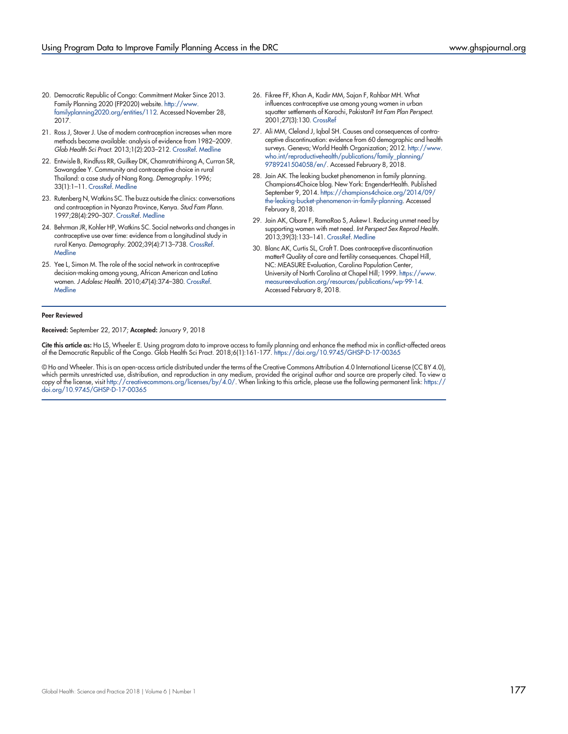20. Democratic Republic of Congo: Commitment Maker Since 2013. Family Planning 2020 (FP2020) website. http://www.familyplanning2020.org/entities/112. Accessed November 28, 2017.
21. Ross J, Stover J. Use of modern contraception increases when more methods become available: analysis of evidence from 1982–2009. *Glob Health Sci Pract.* 2013;1(2):203–212. CrossRef. Medline
22. Entwisle B, Rindfuss RR, Guilkey DK, Chamratrithirong A, Curran SR, Sawangdee Y. Community and contraceptive choice in rural Thailand: a case study of Nang Rong. *Demography*. 1996; 33(1):1–11. CrossRef. Medline
23. Rutenberg N, Watkins SC. The buzz outside the clinics: conversations and contraception in Nyanza Province, Kenya. *Stud Fam Plann*. 1997;28(4):290–307. CrossRef. Medline
24. Behrman JR, Kohler HP, Watkins SC. Social networks and changes in contraceptive use over time: evidence from a longitudinal study in rural Kenya. *Demography*. 2002;39(4):713–738. CrossRef. Medline
25. Yee L, Simon M. The role of the social network in contraceptive decision-making among young, African American and Latina women. *J Adolesc Health*. 2010;47(4):374–380. CrossRef. Medline
26. Fikree FF, Khan A, Kadir MM, Sajan F, Rahbar MH. What influences contraceptive use among young women in urban squatter settlements of Karachi, Pakistan? *Int Fam Plan Perspect.* 2001;27(3):130. CrossRef
27. Ali MM, Cleland J, Iqbal SH. Causes and consequences of contraceptive discontinuation: evidence from 60 demographic and health surveys. Geneva; World Health Organization; 2012. http://www.who.int/reproductivehealth/publications/family_planning/9789241504058/en/. Accessed February 8, 2018.
28. Jain AK. The leaking bucket phenomenon in family planning. Champions4Choice blog. New York: EngenderHealth. Published September 9, 2014. https://champions4choice.org/2014/09/the-leaking-bucket-phenomenon-in-family-planning. Accessed February 8, 2018.
29. Jain AK, Obare F, RamaRao S, Askew I. Reducing unmet need by supporting women with met need. *Int Perspect Sex Reprod Health*. 2013;39(3):133–141. CrossRef. Medline
30. Blanc AK, Curtis SL, Croft T. Does contraceptive discontinuation matter? Quality of care and fertility consequences. Chapel Hill, NC: MEASURE Evaluation, Carolina Population Center, University of North Carolina at Chapel Hill; 1999. https://www.measureevaluation.org/resources/publications/wp-99-14. Accessed February 8, 2018.

**Peer Reviewed**

**Received:** September 22, 2017; **Accepted:** January 9, 2018

**Cite this article as:** Ho LS, Wheeler E. Using program data to improve access to family planning and enhance the method mix in conflict-affected areas of the Democratic Republic of the Congo. Glob Health Sci Pract. 2018;6(1):161-177. https://doi.org/10.9745/GHSP-D-17-00365

© Ho and Wheeler. This is an open-access article distributed under the terms of the Creative Commons Attribution 4.0 International License (CC BY 4.0), which permits unrestricted use, distribution, and reproduction in any medium, provided the original author and source are properly cited. To view a copy of the license, visit http://creativecommons.org/licenses/by/4.0/. When linking to this article, please use the following permanent link: https://doi.org/10.9745/GHSP-D-17-00365